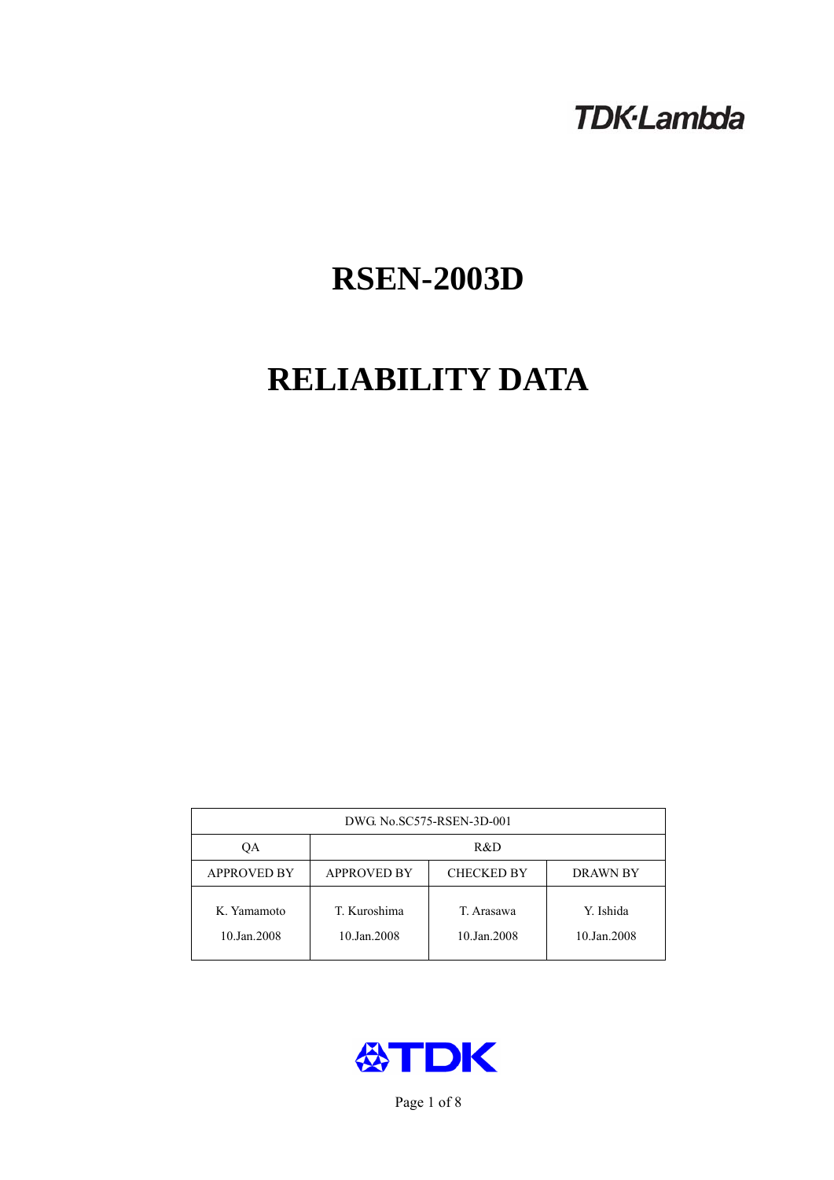TDK·Lambda

# RSEN-2003D

# RELIABILITY DATA

| DWG. No.SC575-RSEN-3D-001 | | | |
|---|---|---|---|
| QA | R&D | | |
| APPROVED BY | APPROVED BY | CHECKED BY | DRAWN BY |
| K. Yamamoto<br>10.Jan.2008 | T. Kuroshima<br>10.Jan.2008 | T. Arasawa<br>10.Jan.2008 | Y. Ishida<br>10.Jan.2008 |

TDK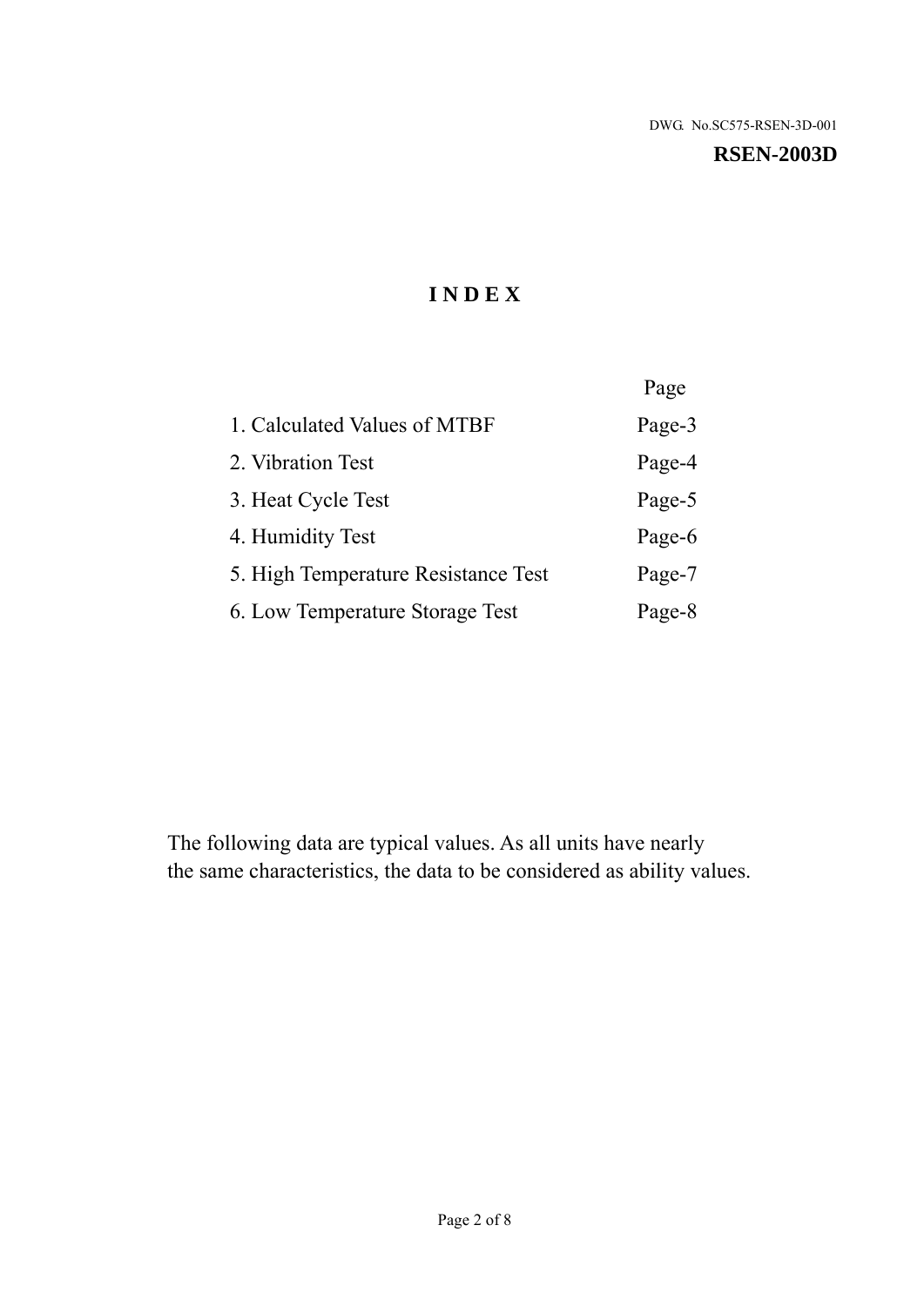DWG. No.SC575-RSEN-3D-001

**RSEN-2003D**

# I N D E X

| | Page |
|---|---|
| 1. Calculated Values of MTBF | Page-3 |
| 2. Vibration Test | Page-4 |
| 3. Heat Cycle Test | Page-5 |
| 4. Humidity Test | Page-6 |
| 5. High Temperature Resistance Test | Page-7 |
| 6. Low Temperature Storage Test | Page-8 |

The following data are typical values. As all units have nearly the same characteristics, the data to be considered as ability values.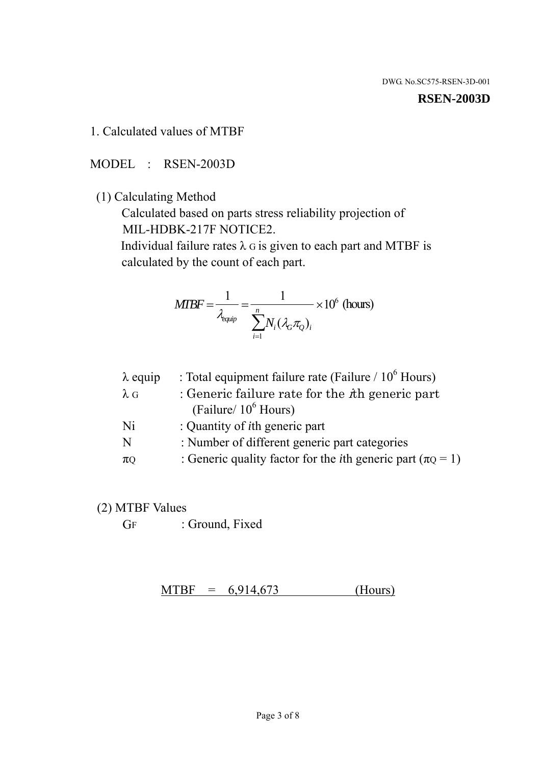DWG. No.SC575-RSEN-3D-001

**RSEN-2003D**

## 1. Calculated values of MTBF

MODEL : RSEN-2003D

(1) Calculating Method

Calculated based on parts stress reliability projection of MIL-HDBK-217F NOTICE2.

Individual failure rates $\lambda_G$ is given to each part and MTBF is calculated by the count of each part.

$$MTBF = \frac{1}{\lambda_{equip}} = \frac{1}{\sum_{i=1}^{n} N_i (\lambda_G \pi_Q)_i} \times 10^6 \text{ (hours)}$$

| | |
|---|---|
| $\lambda$ equip | : Total equipment failure rate (Failure / $10^6$ Hours) |
| $\lambda_G$ | : Generic failure rate for the $i$th generic part (Failure/ $10^6$ Hours) |
| Ni | : Quantity of $i$th generic part |
| N | : Number of different generic part categories |
| $\pi_Q$ | : Generic quality factor for the $i$th generic part ($\pi_Q = 1$) |

(2) MTBF Values

$G_F$ : Ground, Fixed

MTBF = 6,914,673 (Hours)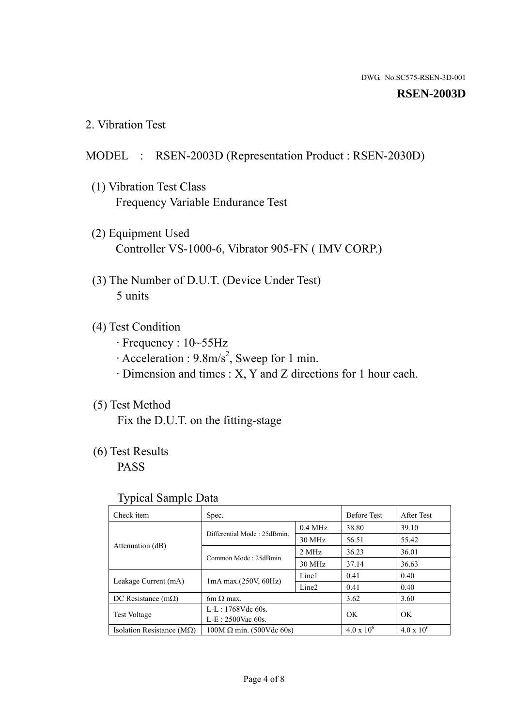DWG. No.SC575-RSEN-3D-001

**RSEN-2003D**

## 2. Vibration Test

MODEL : RSEN-2003D (Representation Product : RSEN-2030D)

(1) Vibration Test Class
Frequency Variable Endurance Test

(2) Equipment Used
Controller VS-1000-6, Vibrator 905-FN ( IMV CORP.)

(3) The Number of D.U.T. (Device Under Test)
5 units

(4) Test Condition
· Frequency : 10~55Hz
· Acceleration : 9.8m/s$^2$, Sweep for 1 min.
· Dimension and times : X, Y and Z directions for 1 hour each.

(5) Test Method
Fix the D.U.T. on the fitting-stage

(6) Test Results
PASS

Typical Sample Data

| Check item | Spec. | | Before Test | After Test |
|---|---|---|---|---|
| Attenuation (dB) | Differential Mode : 25dBmin. | 0.4 MHz | 38.80 | 39.10 |
| | | 30 MHz | 56.51 | 55.42 |
| | Common Mode : 25dBmin. | 2 MHz | 36.23 | 36.01 |
| | | 30 MHz | 37.14 | 36.63 |
| Leakage Current (mA) | 1mA max.(250V, 60Hz) | Line1 | 0.41 | 0.40 |
| | | Line2 | 0.41 | 0.40 |
| DC Resistance (mΩ) | 6m Ω max. | | 3.62 | 3.60 |
| Test Voltage | L-L : 1768Vdc 60s.<br>L-E : 2500Vac 60s. | | OK | OK |
| Isolation Resistance (MΩ) | 100M Ω min. (500Vdc 60s) | | $4.0 \times 10^6$ | $4.0 \times 10^6$ |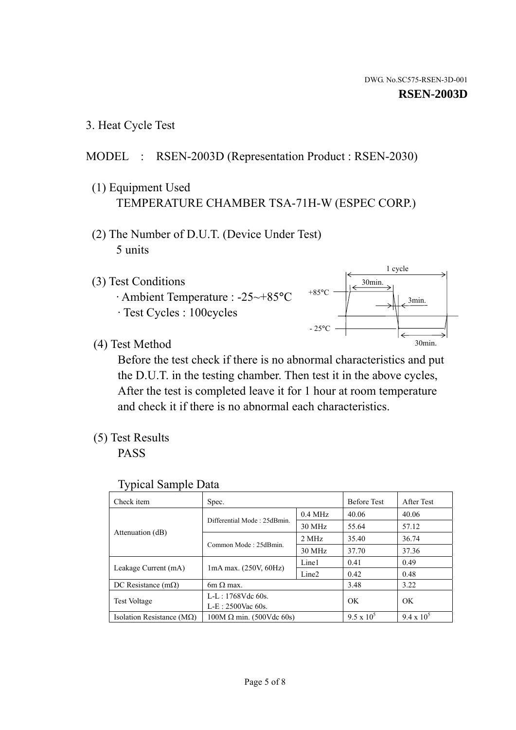DWG. No.SC575-RSEN-3D-001

**RSEN-2003D**

## 3. Heat Cycle Test

MODEL : RSEN-2003D (Representation Product : RSEN-2030)

(1) Equipment Used

TEMPERATURE CHAMBER TSA-71H-W (ESPEC CORP.)

(2) The Number of D.U.T. (Device Under Test)

5 units

(3) Test Conditions

· Ambient Temperature : -25~+85°C

· Test Cycles : 100cycles

1 cycle

+85°C 30min. 3min.

- 25°C 30min.

(4) Test Method

Before the test check if there is no abnormal characteristics and put the D.U.T. in the testing chamber. Then test it in the above cycles, After the test is completed leave it for 1 hour at room temperature and check it if there is no abnormal each characteristics.

(5) Test Results

PASS

Typical Sample Data

| Check item | Spec. | | Before Test | After Test |
|---|---|---|---|---|
| Attenuation (dB) | Differential Mode : 25dBmin. | 0.4 MHz | 40.06 | 40.06 |
| | | 30 MHz | 55.64 | 57.12 |
| | Common Mode : 25dBmin. | 2 MHz | 35.40 | 36.74 |
| | | 30 MHz | 37.70 | 37.36 |
| Leakage Current (mA) | 1mA max. (250V, 60Hz) | Line1 | 0.41 | 0.49 |
| | | Line2 | 0.42 | 0.48 |
| DC Resistance (mΩ) | 6m Ω max. | | 3.48 | 3.22 |
| Test Voltage | L-L : 1768Vdc 60s.<br>L-E : 2500Vac 60s. | | OK | OK |
| Isolation Resistance (MΩ) | 100M Ω min. (500Vdc 60s) | | $9.5 \times 10^5$ | $9.4 \times 10^5$ |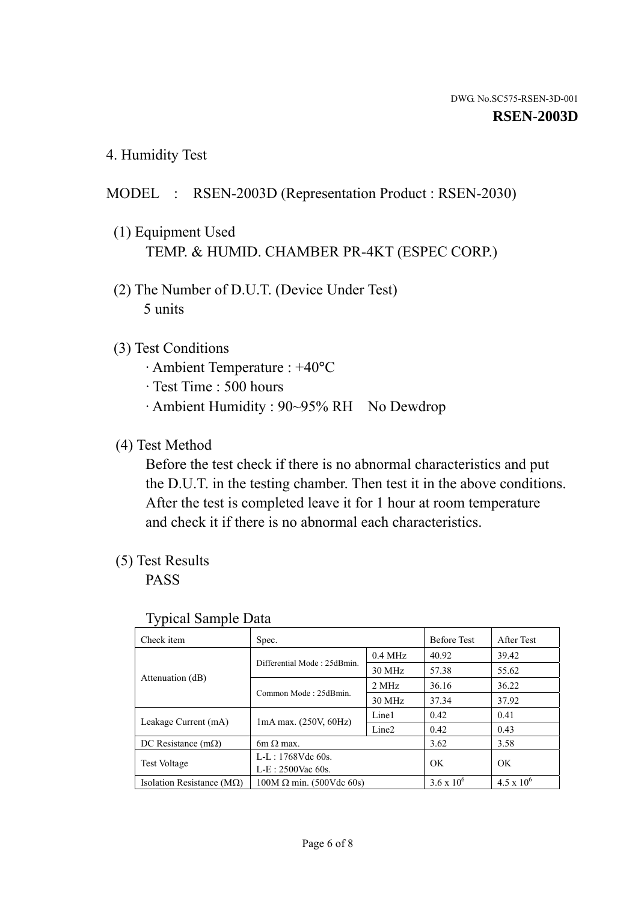DWG. No.SC575-RSEN-3D-001

**RSEN-2003D**

## 4. Humidity Test

MODEL : RSEN-2003D (Representation Product : RSEN-2030)

(1) Equipment Used
TEMP. & HUMID. CHAMBER PR-4KT (ESPEC CORP.)

(2) The Number of D.U.T. (Device Under Test)
5 units

(3) Test Conditions
· Ambient Temperature : +40°C
· Test Time : 500 hours
· Ambient Humidity : 90~95% RH No Dewdrop

(4) Test Method
Before the test check if there is no abnormal characteristics and put the D.U.T. in the testing chamber. Then test it in the above conditions. After the test is completed leave it for 1 hour at room temperature and check it if there is no abnormal each characteristics.

(5) Test Results
PASS

Typical Sample Data

| Check item | Spec. | | Before Test | After Test |
|---|---|---|---|---|
| Attenuation (dB) | Differential Mode : 25dBmin. | 0.4 MHz | 40.92 | 39.42 |
| | | 30 MHz | 57.38 | 55.62 |
| | Common Mode : 25dBmin. | 2 MHz | 36.16 | 36.22 |
| | | 30 MHz | 37.34 | 37.92 |
| Leakage Current (mA) | 1mA max. (250V, 60Hz) | Line1 | 0.42 | 0.41 |
| | | Line2 | 0.42 | 0.43 |
| DC Resistance (mΩ) | 6m Ω max. | | 3.62 | 3.58 |
| Test Voltage | L-L : 1768Vdc 60s.<br>L-E : 2500Vac 60s. | | OK | OK |
| Isolation Resistance (MΩ) | 100M Ω min. (500Vdc 60s) | | $3.6 \times 10^6$ | $4.5 \times 10^6$ |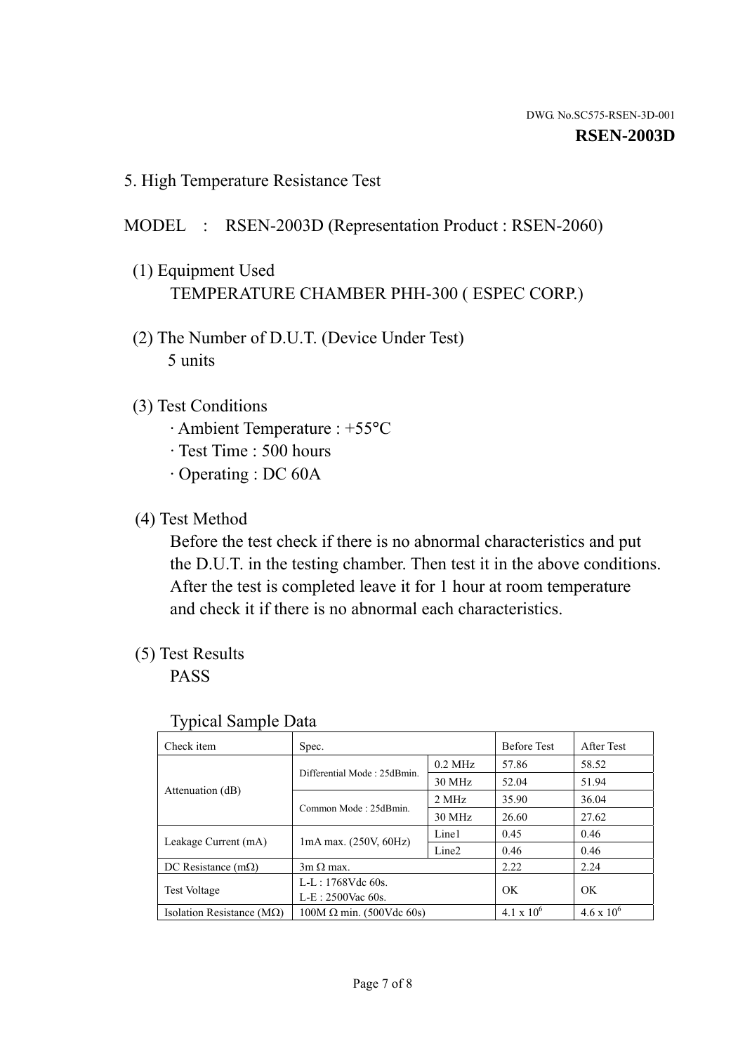DWG. No.SC575-RSEN-3D-001

**RSEN-2003D**

## 5. High Temperature Resistance Test

MODEL : RSEN-2003D (Representation Product : RSEN-2060)

(1) Equipment Used

TEMPERATURE CHAMBER PHH-300 ( ESPEC CORP.)

(2) The Number of D.U.T. (Device Under Test)

5 units

(3) Test Conditions

- Ambient Temperature : +55°C
- Test Time : 500 hours
- Operating : DC 60A

(4) Test Method

Before the test check if there is no abnormal characteristics and put the D.U.T. in the testing chamber. Then test it in the above conditions. After the test is completed leave it for 1 hour at room temperature and check it if there is no abnormal each characteristics.

(5) Test Results

PASS

Typical Sample Data

| Check item | Spec. | | Before Test | After Test |
|---|---|---|---|---|
| Attenuation (dB) | Differential Mode : 25dBmin. | 0.2 MHz | 57.86 | 58.52 |
| | | 30 MHz | 52.04 | 51.94 |
| | Common Mode : 25dBmin. | 2 MHz | 35.90 | 36.04 |
| | | 30 MHz | 26.60 | 27.62 |
| Leakage Current (mA) | 1mA max. (250V, 60Hz) | Line1 | 0.45 | 0.46 |
| | | Line2 | 0.46 | 0.46 |
| DC Resistance (mΩ) | 3m Ω max. | | 2.22 | 2.24 |
| Test Voltage | L-L : 1768Vdc 60s.<br>L-E : 2500Vac 60s. | | OK | OK |
| Isolation Resistance (MΩ) | 100M Ω min. (500Vdc 60s) | | $4.1 \times 10^{6}$ | $4.6 \times 10^{6}$ |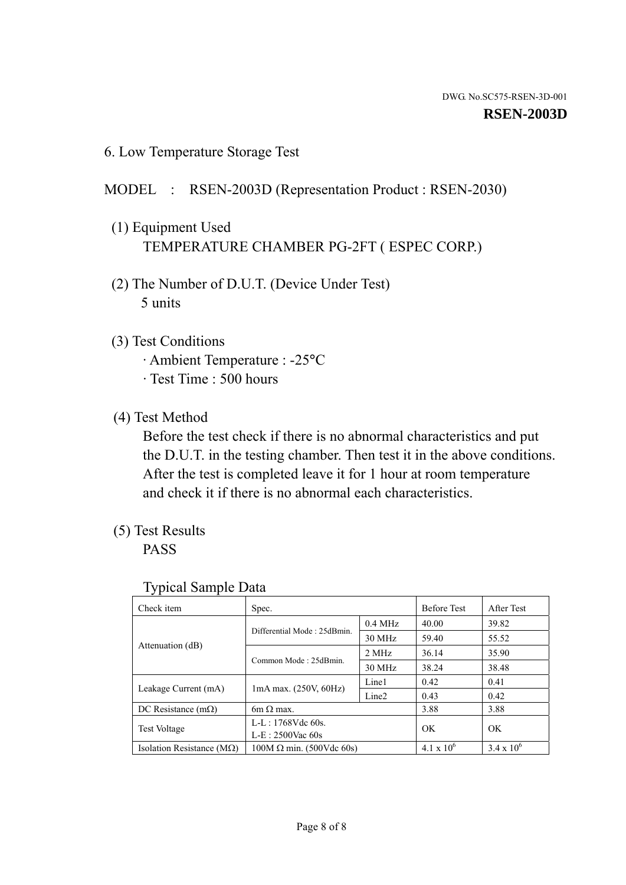DWG. No.SC575-RSEN-3D-001

**RSEN-2003D**

## 6. Low Temperature Storage Test

MODEL : RSEN-2003D (Representation Product : RSEN-2030)

(1) Equipment Used
TEMPERATURE CHAMBER PG-2FT ( ESPEC CORP.)

(2) The Number of D.U.T. (Device Under Test)
5 units

(3) Test Conditions
· Ambient Temperature : -25°C
· Test Time : 500 hours

(4) Test Method
Before the test check if there is no abnormal characteristics and put the D.U.T. in the testing chamber. Then test it in the above conditions. After the test is completed leave it for 1 hour at room temperature and check it if there is no abnormal each characteristics.

(5) Test Results
PASS

Typical Sample Data

| Check item | Spec. | | Before Test | After Test |
|---|---|---|---|---|
| Attenuation (dB) | Differential Mode : 25dBmin. | 0.4 MHz | 40.00 | 39.82 |
| | | 30 MHz | 59.40 | 55.52 |
| | Common Mode : 25dBmin. | 2 MHz | 36.14 | 35.90 |
| | | 30 MHz | 38.24 | 38.48 |
| Leakage Current (mA) | 1mA max. (250V, 60Hz) | Line1 | 0.42 | 0.41 |
| | | Line2 | 0.43 | 0.42 |
| DC Resistance (mΩ) | 6m Ω max. | | 3.88 | 3.88 |
| Test Voltage | L-L : 1768Vdc 60s.<br>L-E : 2500Vac 60s | | OK | OK |
| Isolation Resistance (MΩ) | 100M Ω min. (500Vdc 60s) | | $4.1 \times 10^6$ | $3.4 \times 10^6$ |